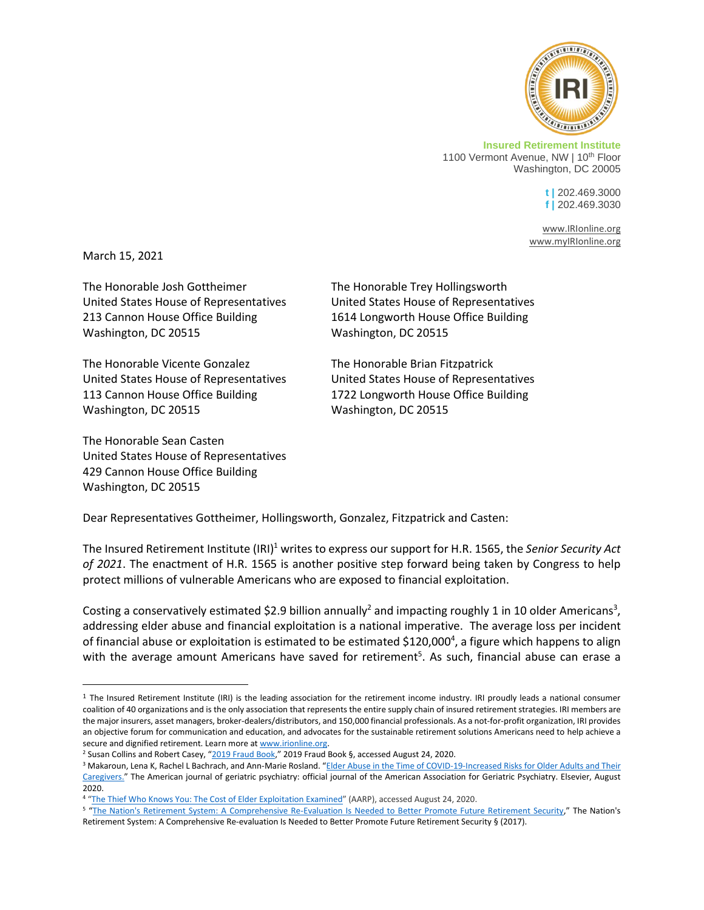**Insured Retirement Institute**
1100 Vermont Avenue, NW | 10th Floor
Washington, DC 20005

**t |** 202.469.3000
**f |** 202.469.3030

www.IRIonline.org
www.myIRIonline.org

March 15, 2021

The Honorable Josh Gottheimer
United States House of Representatives
213 Cannon House Office Building
Washington, DC 20515

The Honorable Trey Hollingsworth
United States House of Representatives
1614 Longworth House Office Building
Washington, DC 20515

The Honorable Vicente Gonzalez
United States House of Representatives
113 Cannon House Office Building
Washington, DC 20515

The Honorable Brian Fitzpatrick
United States House of Representatives
1722 Longworth House Office Building
Washington, DC 20515

The Honorable Sean Casten
United States House of Representatives
429 Cannon House Office Building
Washington, DC 20515

Dear Representatives Gottheimer, Hollingsworth, Gonzalez, Fitzpatrick and Casten:

The Insured Retirement Institute (IRI)[1] writes to express our support for H.R. 1565, the *Senior Security Act of 2021*. The enactment of H.R. 1565 is another positive step forward being taken by Congress to help protect millions of vulnerable Americans who are exposed to financial exploitation.

Costing a conservatively estimated $2.9 billion annually[2] and impacting roughly 1 in 10 older Americans[3], addressing elder abuse and financial exploitation is a national imperative. The average loss per incident of financial abuse or exploitation is estimated to be estimated $120,000[4], a figure which happens to align with the average amount Americans have saved for retirement[5]. As such, financial abuse can erase a

---

[1] The Insured Retirement Institute (IRI) is the leading association for the retirement income industry. IRI proudly leads a national consumer coalition of 40 organizations and is the only association that represents the entire supply chain of insured retirement strategies. IRI members are the major insurers, asset managers, broker-dealers/distributors, and 150,000 financial professionals. As a not-for-profit organization, IRI provides an objective forum for communication and education, and advocates for the sustainable retirement solutions Americans need to help achieve a secure and dignified retirement. Learn more at www.irionline.org.

[2] Susan Collins and Robert Casey, "2019 Fraud Book," 2019 Fraud Book §, accessed August 24, 2020.

[3] Makaroun, Lena K, Rachel L Bachrach, and Ann-Marie Rosland. "Elder Abuse in the Time of COVID-19-Increased Risks for Older Adults and Their Caregivers." The American journal of geriatric psychiatry: official journal of the American Association for Geriatric Psychiatry. Elsevier, August 2020.

[4] "The Thief Who Knows You: The Cost of Elder Exploitation Examined" (AARP), accessed August 24, 2020.

[5] "The Nation's Retirement System: A Comprehensive Re-Evaluation Is Needed to Better Promote Future Retirement Security," The Nation's Retirement System: A Comprehensive Re-evaluation Is Needed to Better Promote Future Retirement Security § (2017).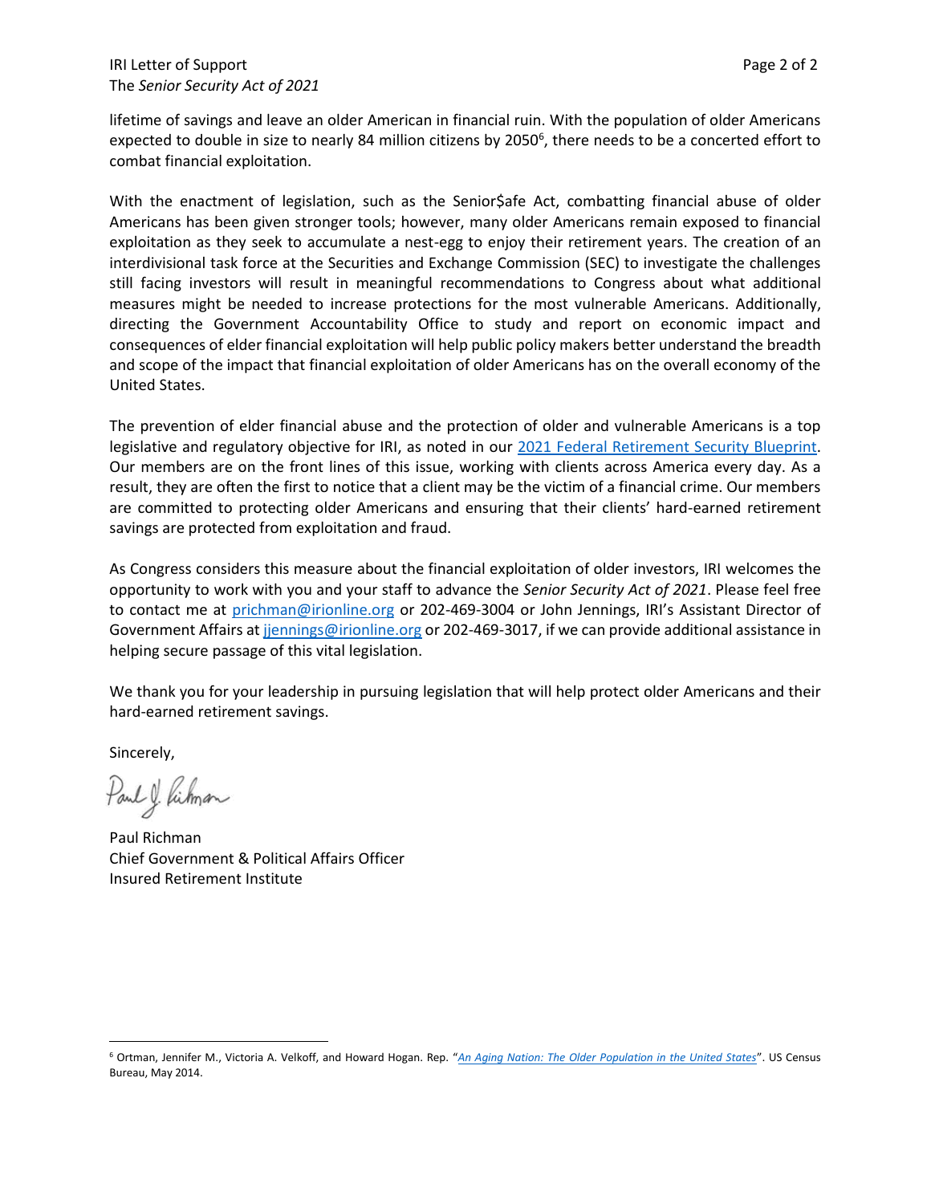lifetime of savings and leave an older American in financial ruin. With the population of older Americans expected to double in size to nearly 84 million citizens by 2050[6], there needs to be a concerted effort to combat financial exploitation.

With the enactment of legislation, such as the Senior$afe Act, combatting financial abuse of older Americans has been given stronger tools; however, many older Americans remain exposed to financial exploitation as they seek to accumulate a nest-egg to enjoy their retirement years. The creation of an interdivisional task force at the Securities and Exchange Commission (SEC) to investigate the challenges still facing investors will result in meaningful recommendations to Congress about what additional measures might be needed to increase protections for the most vulnerable Americans. Additionally, directing the Government Accountability Office to study and report on economic impact and consequences of elder financial exploitation will help public policy makers better understand the breadth and scope of the impact that financial exploitation of older Americans has on the overall economy of the United States.

The prevention of elder financial abuse and the protection of older and vulnerable Americans is a top legislative and regulatory objective for IRI, as noted in our [2021 Federal Retirement Security Blueprint](). Our members are on the front lines of this issue, working with clients across America every day. As a result, they are often the first to notice that a client may be the victim of a financial crime. Our members are committed to protecting older Americans and ensuring that their clients' hard-earned retirement savings are protected from exploitation and fraud.

As Congress considers this measure about the financial exploitation of older investors, IRI welcomes the opportunity to work with you and your staff to advance the *Senior Security Act of 2021*. Please feel free to contact me at prichman@irionline.org or 202-469-3004 or John Jennings, IRI's Assistant Director of Government Affairs at jjennings@irionline.org or 202-469-3017, if we can provide additional assistance in helping secure passage of this vital legislation.

We thank you for your leadership in pursuing legislation that will help protect older Americans and their hard-earned retirement savings.

Sincerely,

Paul Richman
Chief Government & Political Affairs Officer
Insured Retirement Institute

---

[6] Ortman, Jennifer M., Victoria A. Velkoff, and Howard Hogan. Rep. "*An Aging Nation: The Older Population in the United States*". US Census Bureau, May 2014.